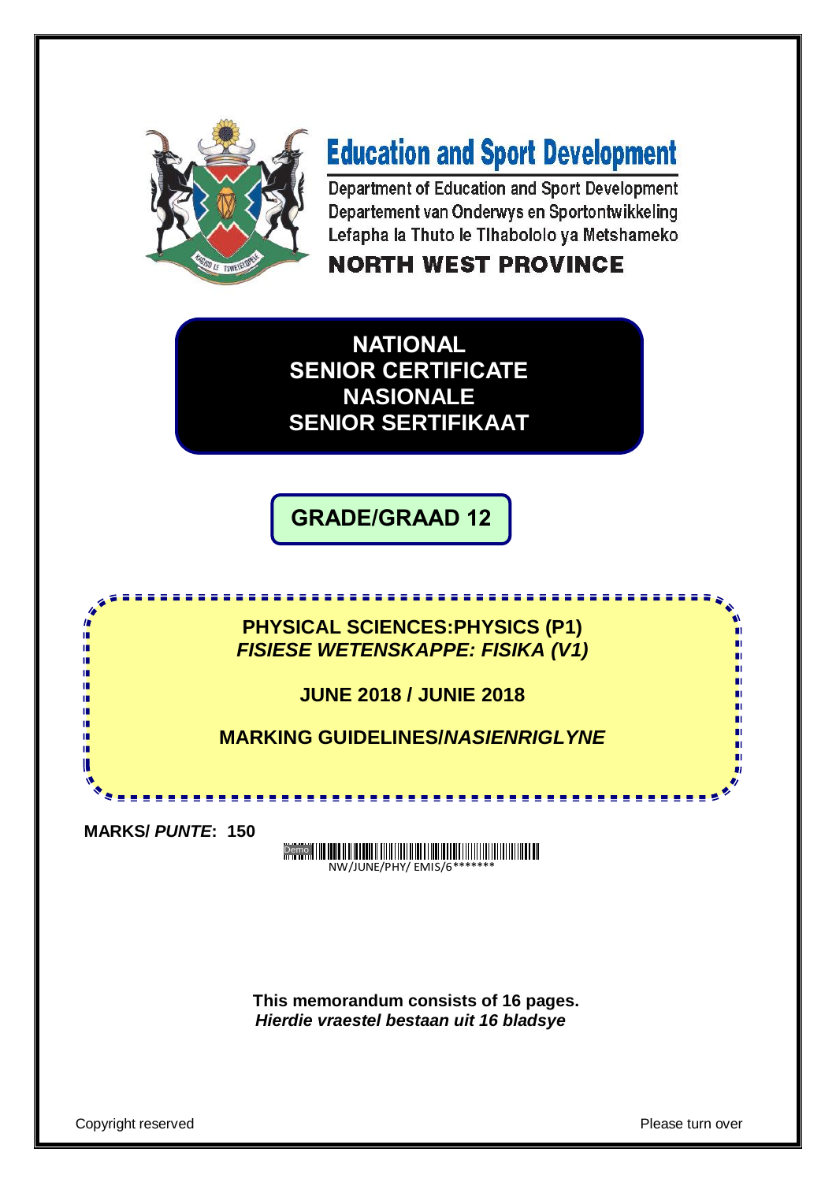# Education and Sport Development

Department of Education and Sport Development
Departement van Onderwys en Sportontwikkeling
Lefapha la Thuto le Tlhabololo ya Metshameko

**NORTH WEST PROVINCE**

**NATIONAL SENIOR CERTIFICATE**
**NASIONALE SENIOR SERTIFIKAAT**

## GRADE/GRAAD 12

**PHYSICAL SCIENCES:PHYSICS (P1)**
***FISIESE WETENSKAPPE: FISIKA (V1)***

**JUNE 2018 / JUNIE 2018**

**MARKING GUIDELINES/*NASIENRIGLYNE***

**MARKS/ *PUNTE*: 150**

NW/JUNE/PHY/ EMIS/6*******

**This memorandum consists of 16 pages.**
***Hierdie vraestel bestaan uit 16 bladsye***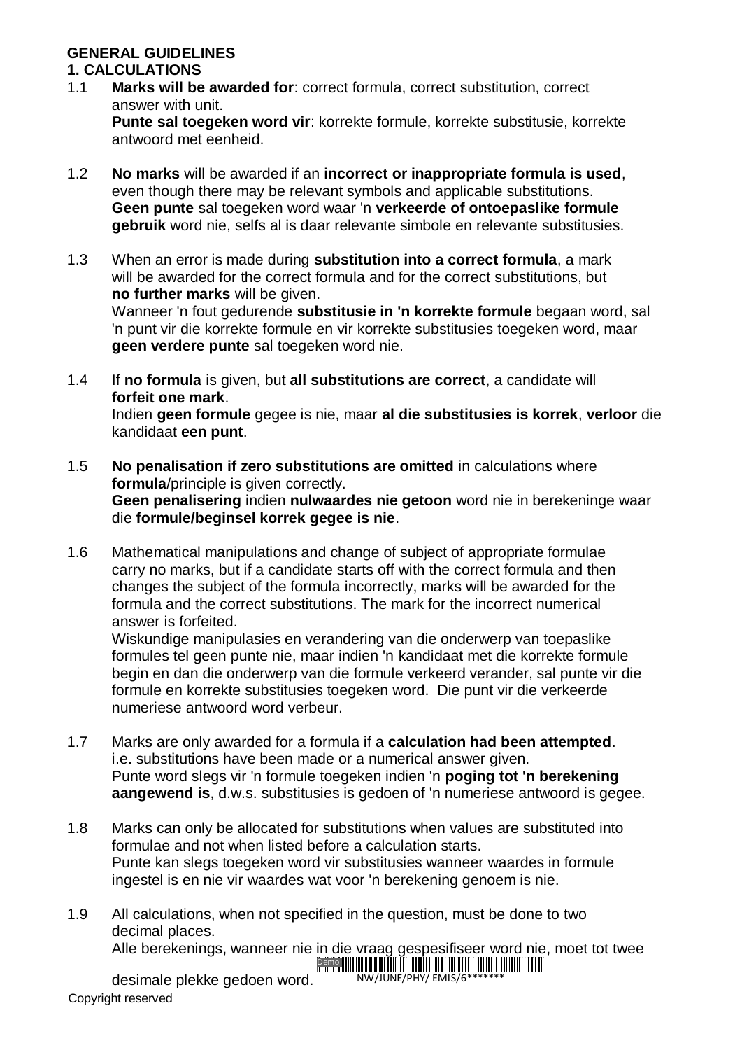**GENERAL GUIDELINES**

**1. CALCULATIONS**

1.1 **Marks will be awarded for**: correct formula, correct substitution, correct answer with unit.
**Punte sal toegeken word vir**: korrekte formule, korrekte substitusie, korrekte antwoord met eenheid.

1.2 **No marks** will be awarded if an **incorrect or inappropriate formula is used**, even though there may be relevant symbols and applicable substitutions.
**Geen punte** sal toegeken word waar 'n **verkeerde of ontoepaslike formule gebruik** word nie, selfs al is daar relevante simbole en relevante substitusies.

1.3 When an error is made during **substitution into a correct formula**, a mark will be awarded for the correct formula and for the correct substitutions, but **no further marks** will be given.
Wanneer 'n fout gedurende **substitusie in 'n korrekte formule** begaan word, sal 'n punt vir die korrekte formule en vir korrekte substitusies toegeken word, maar **geen verdere punte** sal toegeken word nie.

1.4 If **no formula** is given, but **all substitutions are correct**, a candidate will **forfeit one mark**.
Indien **geen formule** gegee is nie, maar **al die substitusies is korrek**, **verloor** die kandidaat **een punt**.

1.5 **No penalisation if zero substitutions are omitted** in calculations where **formula**/principle is given correctly.
**Geen penalisering** indien **nulwaardes nie getoon** word nie in berekeninge waar die **formule/beginsel korrek gegee is nie**.

1.6 Mathematical manipulations and change of subject of appropriate formulae carry no marks, but if a candidate starts off with the correct formula and then changes the subject of the formula incorrectly, marks will be awarded for the formula and the correct substitutions. The mark for the incorrect numerical answer is forfeited.
Wiskundige manipulasies en verandering van die onderwerp van toepaslike formules tel geen punte nie, maar indien 'n kandidaat met die korrekte formule begin en dan die onderwerp van die formule verkeerd verander, sal punte vir die formule en korrekte substitusies toegeken word. Die punt vir die verkeerde numeriese antwoord word verbeur.

1.7 Marks are only awarded for a formula if a **calculation had been attempted**. i.e. substitutions have been made or a numerical answer given.
Punte word slegs vir 'n formule toegeken indien 'n **poging tot 'n berekening aangewend is**, d.w.s. substitusies is gedoen of 'n numeriese antwoord is gegee.

1.8 Marks can only be allocated for substitutions when values are substituted into formulae and not when listed before a calculation starts.
Punte kan slegs toegeken word vir substitusies wanneer waardes in formule ingestel is en nie vir waardes wat voor 'n berekening genoem is nie.

1.9 All calculations, when not specified in the question, must be done to two decimal places.
Alle berekenings, wanneer nie in die vraag gespesifiseer word nie, moet tot twee desimale plekke gedoen word.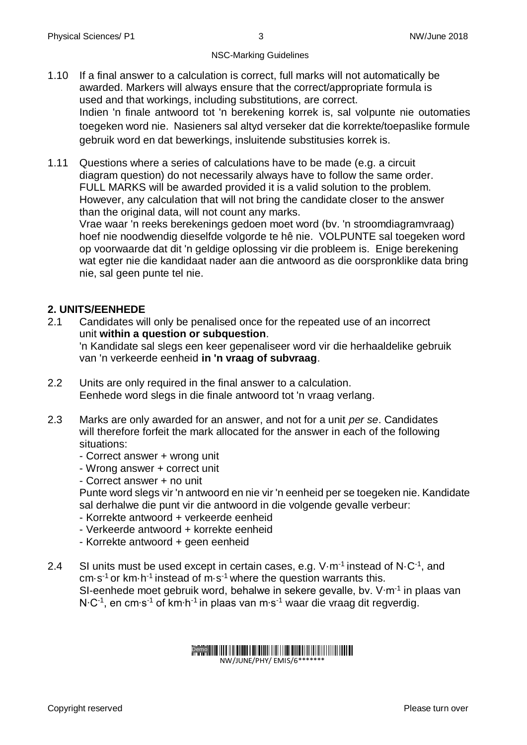1.10 If a final answer to a calculation is correct, full marks will not automatically be awarded. Markers will always ensure that the correct/appropriate formula is used and that workings, including substitutions, are correct.
Indien 'n finale antwoord tot 'n berekening korrek is, sal volpunte nie outomaties toegeken word nie. Nasieners sal altyd verseker dat die korrekte/toepaslike formule gebruik word en dat bewerkings, insluitende substitusies korrek is.

1.11 Questions where a series of calculations have to be made (e.g. a circuit diagram question) do not necessarily always have to follow the same order. FULL MARKS will be awarded provided it is a valid solution to the problem. However, any calculation that will not bring the candidate closer to the answer than the original data, will not count any marks.
Vrae waar 'n reeks berekenings gedoen moet word (bv. 'n stroomdiagramvraag) hoef nie noodwendig dieselfde volgorde te hê nie. VOLPUNTE sal toegeken word op voorwaarde dat dit 'n geldige oplossing vir die probleem is. Enige berekening wat egter nie die kandidaat nader aan die antwoord as die oorspronklike data bring nie, sal geen punte tel nie.

## 2. UNITS/EENHEDE

2.1 Candidates will only be penalised once for the repeated use of an incorrect unit **within a question or subquestion**.
'n Kandidate sal slegs een keer gepenaliseer word vir die herhaaldelike gebruik van 'n verkeerde eenheid **in 'n vraag of subvraag**.

2.2 Units are only required in the final answer to a calculation.
Eenhede word slegs in die finale antwoord tot 'n vraag verlang.

2.3 Marks are only awarded for an answer, and not for a unit *per se*. Candidates will therefore forfeit the mark allocated for the answer in each of the following situations:
- Correct answer + wrong unit
- Wrong answer + correct unit
- Correct answer + no unit

Punte word slegs vir 'n antwoord en nie vir 'n eenheid per se toegeken nie. Kandidate sal derhalwe die punt vir die antwoord in die volgende gevalle verbeur:
- Korrekte antwoord + verkeerde eenheid
- Verkeerde antwoord + korrekte eenheid
- Korrekte antwoord + geen eenheid

2.4 SI units must be used except in certain cases, e.g. $V \cdot m^{-1}$ instead of $N \cdot C^{-1}$, and $cm \cdot s^{-1}$ or $km \cdot h^{-1}$ instead of $m \cdot s^{-1}$ where the question warrants this.
SI-eenhede moet gebruik word, behalwe in sekere gevalle, bv. $V \cdot m^{-1}$ in plaas van $N \cdot C^{-1}$, en $cm \cdot s^{-1}$ of $km \cdot h^{-1}$ in plaas van $m \cdot s^{-1}$ waar die vraag dit regverdig.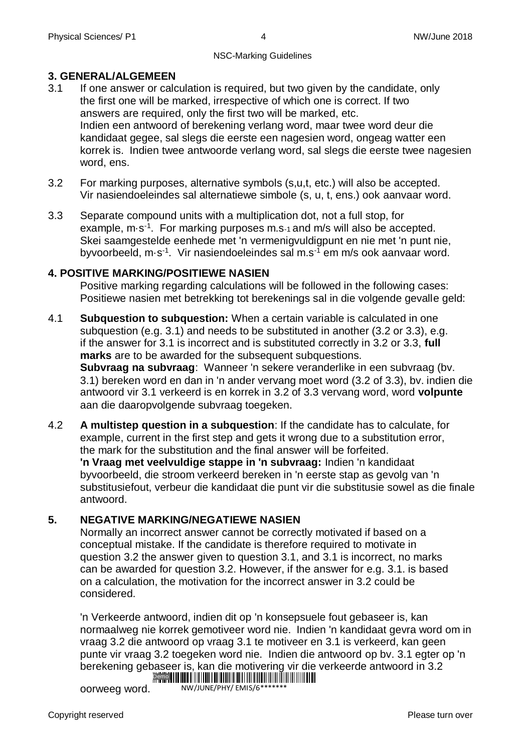## 3. GENERAL/ALGEMEEN

3.1 If one answer or calculation is required, but two given by the candidate, only the first one will be marked, irrespective of which one is correct. If two answers are required, only the first two will be marked, etc.
Indien een antwoord of berekening verlang word, maar twee word deur die kandidaat gegee, sal slegs die eerste een nagesien word, ongeag watter een korrek is. Indien twee antwoorde verlang word, sal slegs die eerste twee nagesien word, ens.

3.2 For marking purposes, alternative symbols (s,u,t, etc.) will also be accepted.
Vir nasiendoeleindes sal alternatiewe simbole (s, u, t, ens.) ook aanvaar word.

3.3 Separate compound units with a multiplication dot, not a full stop, for example, $m{\cdot}s^{-1}$. For marking purposes $m.s_{-1}$ and m/s will also be accepted.
Skei saamgestelde eenhede met 'n vermenigvuldigpunt en nie met 'n punt nie, byvoorbeeld, $m{\cdot}s^{-1}$. Vir nasiendoeleindes sal $m.s^{-1}$ em m/s ook aanvaar word.

## 4. POSITIVE MARKING/POSITIEWE NASIEN

Positive marking regarding calculations will be followed in the following cases:
Positiewe nasien met betrekking tot berekenings sal in die volgende gevalle geld:

4.1 **Subquestion to subquestion:** When a certain variable is calculated in one subquestion (e.g. 3.1) and needs to be substituted in another (3.2 or 3.3), e.g. if the answer for 3.1 is incorrect and is substituted correctly in 3.2 or 3.3, **full marks** are to be awarded for the subsequent subquestions.
**Subvraag na subvraag**: Wanneer 'n sekere veranderlike in een subvraag (bv. 3.1) bereken word en dan in 'n ander vervang moet word (3.2 of 3.3), bv. indien die antwoord vir 3.1 verkeerd is en korrek in 3.2 of 3.3 vervang word, word **volpunte** aan die daaropvolgende subvraag toegeken.

4.2 **A multistep question in a subquestion**: If the candidate has to calculate, for example, current in the first step and gets it wrong due to a substitution error, the mark for the substitution and the final answer will be forfeited.
**'n Vraag met veelvuldige stappe in 'n subvraag:** Indien 'n kandidaat byvoorbeeld, die stroom verkeerd bereken in 'n eerste stap as gevolg van 'n substitusiefout, verbeur die kandidaat die punt vir die substitusie sowel as die finale antwoord.

## 5. NEGATIVE MARKING/NEGATIEWE NASIEN

Normally an incorrect answer cannot be correctly motivated if based on a conceptual mistake. If the candidate is therefore required to motivate in question 3.2 the answer given to question 3.1, and 3.1 is incorrect, no marks can be awarded for question 3.2. However, if the answer for e.g. 3.1. is based on a calculation, the motivation for the incorrect answer in 3.2 could be considered.

'n Verkeerde antwoord, indien dit op 'n konsepsuele fout gebaseer is, kan normaalweg nie korrek gemotiveer word nie. Indien 'n kandidaat gevra word om in vraag 3.2 die antwoord op vraag 3.1 te motiveer en 3.1 is verkeerd, kan geen punte vir vraag 3.2 toegeken word nie. Indien die antwoord op bv. 3.1 egter op 'n berekening gebaseer is, kan die motivering vir die verkeerde antwoord in 3.2 oorweeg word.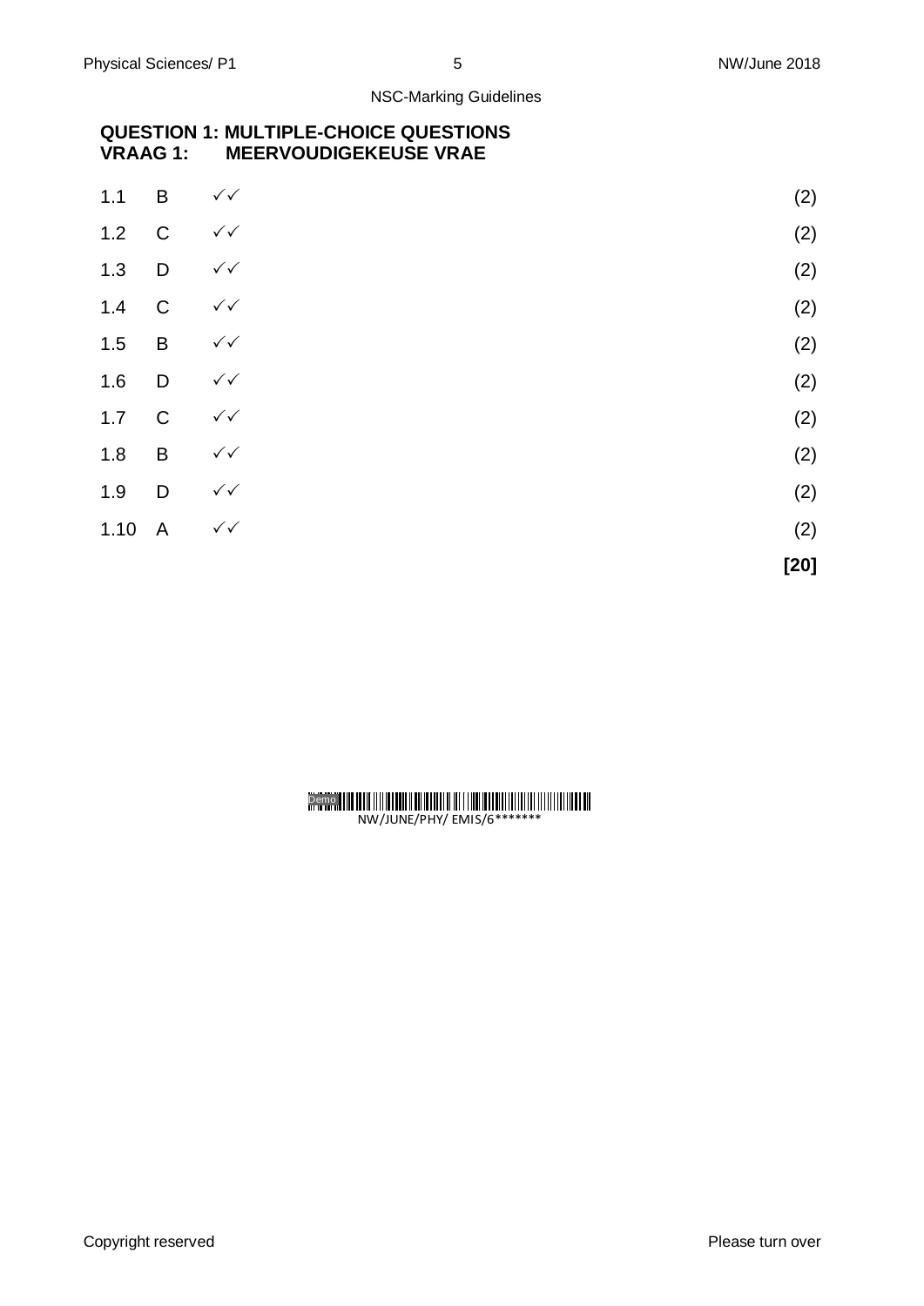## QUESTION 1: MULTIPLE-CHOICE QUESTIONS
## VRAAG 1: MEERVOUDIGEKEUSE VRAE

| | | | |
|---|---|---|---|
| 1.1 | B | ✓✓ | (2) |
| 1.2 | C | ✓✓ | (2) |
| 1.3 | D | ✓✓ | (2) |
| 1.4 | C | ✓✓ | (2) |
| 1.5 | B | ✓✓ | (2) |
| 1.6 | D | ✓✓ | (2) |
| 1.7 | C | ✓✓ | (2) |
| 1.8 | B | ✓✓ | (2) |
| 1.9 | D | ✓✓ | (2) |
| 1.10 | A | ✓✓ | (2) |
| | | | **[20]** |

NW/JUNE/PHY/ EMIS/6*******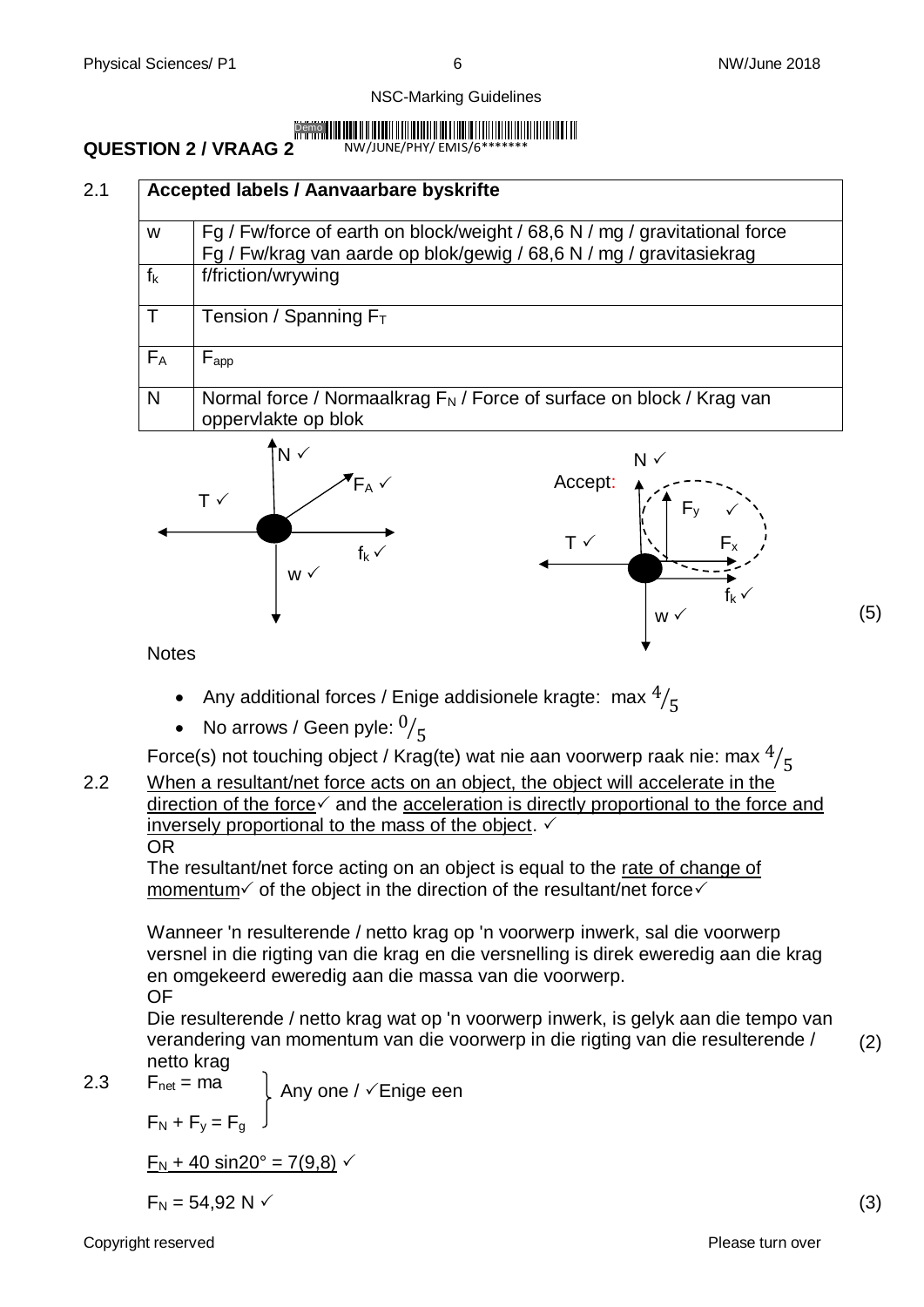NSC-Marking Guidelines

## QUESTION 2 / VRAAG 2

2.1

| Accepted labels / Aanvaarbare byskrifte | |
|---|---|
| w | Fg / Fw/force of earth on block/weight / 68,6 N / mg / gravitational force<br>Fg / Fw/krag van aarde op blok/gewig / 68,6 N / mg / gravitasiekrag |
| $f_k$ | f/friction/wrywing |
| T | Tension / Spanning $F_T$ |
| $F_A$ | $F_{app}$ |
| N | Normal force / Normaalkrag $F_N$ / Force of surface on block / Krag van oppervlakte op blok |

Diagram labels: N ✓, $F_A$ ✓, T ✓, $f_k$ ✓, w ✓

Accept: N ✓, $F_y$ ✓, $F_x$, T ✓, $f_k$ ✓, w ✓

(5)

Notes

- Any additional forces / Enige addisionele kragte: max $^4/_5$
- No arrows / Geen pyle: $^0/_5$

Force(s) not touching object / Krag(te) wat nie aan voorwerp raak nie: max $^4/_5$

2.2 When a resultant/net force acts on an object, the object will accelerate in the direction of the force✓ and the acceleration is directly proportional to the force and inversely proportional to the mass of the object. ✓

OR

The resultant/net force acting on an object is equal to the rate of change of momentum✓ of the object in the direction of the resultant/net force✓

Wanneer 'n resulterende / netto krag op 'n voorwerp inwerk, sal die voorwerp versnel in die rigting van die krag en die versnelling is direk eweredig aan die krag en omgekeerd eweredig aan die massa van die voorwerp.

OF

Die resulterende / netto krag wat op 'n voorwerp inwerk, is gelyk aan die tempo van verandering van momentum van die voorwerp in die rigting van die resulterende / netto krag (2)

2.3 $F_{net} = ma$

$F_N + F_y = F_g$ } Any one / ✓Enige een

$F_N + 40 \sin 20° = 7(9,8)$ ✓

$F_N = 54,92$ N ✓ (3)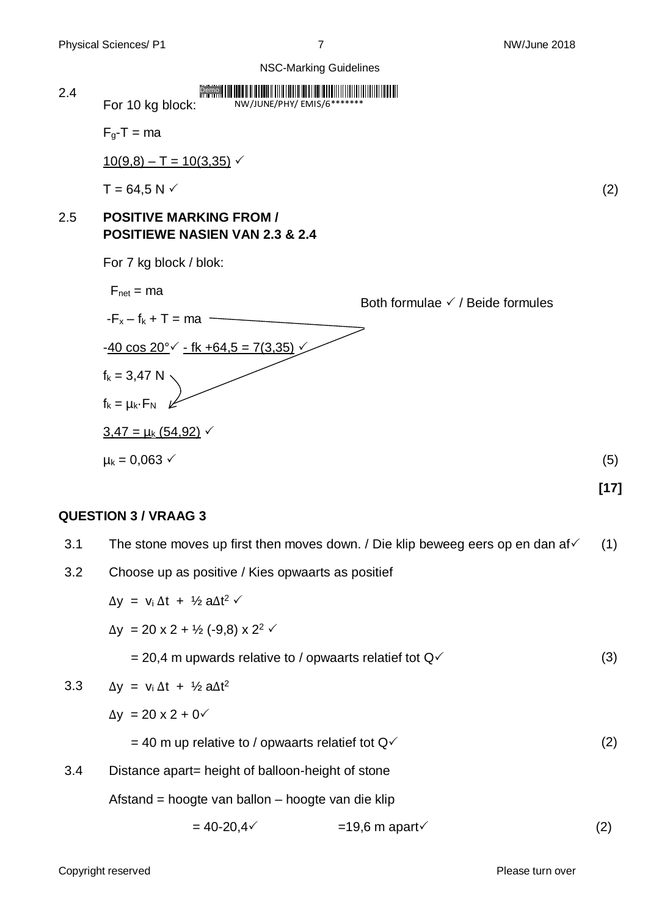2.4 For 10 kg block:

$F_g - T = ma$

$\underline{10(9,8) - T = 10(3,35)}$ ✓

$T = 64,5$ N ✓ (2)

2.5 **POSITIVE MARKING FROM / POSITIEWE NASIEN VAN 2.3 & 2.4**

For 7 kg block / blok:

$F_{net} = ma$

$-F_x - f_k + T = ma$ — Both formulae ✓ / Beide formules

$\underline{-40 \cos 20°}$ ✓ $\underline{- fk + 64,5 = 7(3,35)}$ ✓

$f_k = 3,47$ N

$f_k = \mu_k \cdot F_N$

$\underline{3,47 = \mu_k (54,92)}$ ✓

$\mu_k = 0,063$ ✓ (5)

**[17]**

## QUESTION 3 / VRAAG 3

3.1 The stone moves up first then moves down. / Die klip beweeg eers op en dan af ✓ (1)

3.2 Choose up as positive / Kies opwaarts as positief

$\Delta y = v_i \Delta t + \frac{1}{2} a\Delta t^2$ ✓

$\Delta y = 20 \times 2 + \frac{1}{2} (-9,8) \times 2^2$ ✓

$= 20,4$ m upwards relative to / opwaarts relatief tot Q ✓ (3)

3.3 $\Delta y = v_i \Delta t + \frac{1}{2} a\Delta t^2$

$\Delta y = 20 \times 2 + 0$ ✓

$= 40$ m up relative to / opwaarts relatief tot Q ✓ (2)

3.4 Distance apart = height of balloon - height of stone

Afstand = hoogte van ballon – hoogte van die klip

$= 40 - 20,4$ ✓ $= 19,6$ m apart ✓ (2)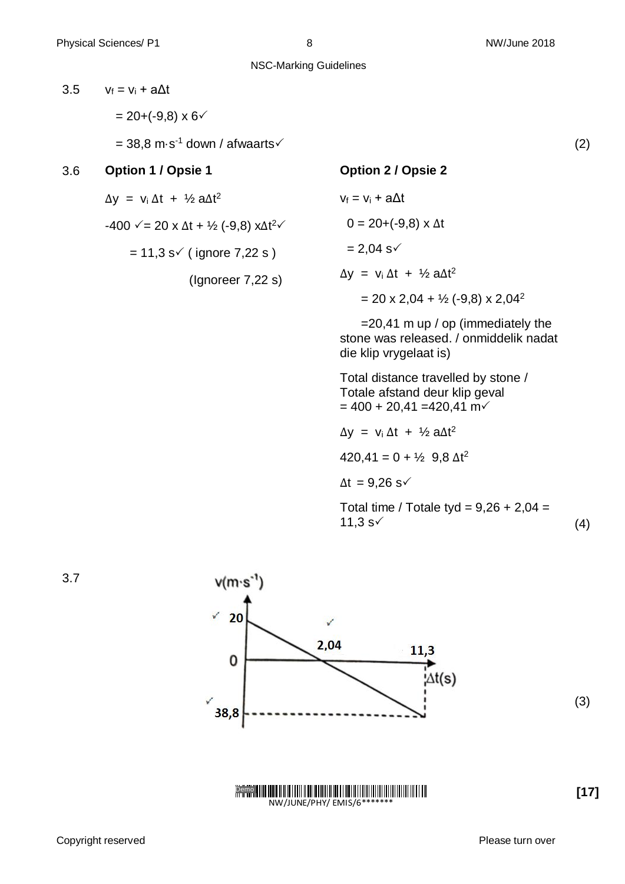3.5 $v_f = v_i + a\Delta t$

$= 20+(-9,8) \times 6$ ✓

$= 38,8\ m \cdot s^{-1}$ down / afwaarts ✓ (2)

3.6

**Option 1 / Opsie 1**

$\Delta y = v_i \Delta t + ½ a\Delta t^2$

$-400$ ✓ $= 20 \times \Delta t + ½ (-9,8) \times \Delta t^2$ ✓

$= 11,3\ s$ ✓ ( ignore 7,22 s )

(Ignoreer 7,22 s)

**Option 2 / Opsie 2**

$v_f = v_i + a\Delta t$

$0 = 20+(-9,8) \times \Delta t$

$= 2,04\ s$ ✓

$\Delta y = v_i \Delta t + ½ a\Delta t^2$

$= 20 \times 2,04 + ½ (-9,8) \times 2,04^2$

$=20,41$ m up / op (immediately the stone was released. / onmiddelik nadat die klip vrygelaat is)

Total distance travelled by stone / Totale afstand deur klip geval $= 400 + 20,41 = 420,41\ m$ ✓

$\Delta y = v_i \Delta t + ½ a\Delta t^2$

$420,41 = 0 + ½\ 9,8\ \Delta t^2$

$\Delta t = 9,26\ s$ ✓

Total time / Totale tyd $= 9,26 + 2,04 = 11,3\ s$ ✓ (4)

3.7

v(m·s⁻¹) vs Δt(s) graph: 20 ✓, 2,04 ✓, 11,3, 38,8 ✓ (3)

**[17]**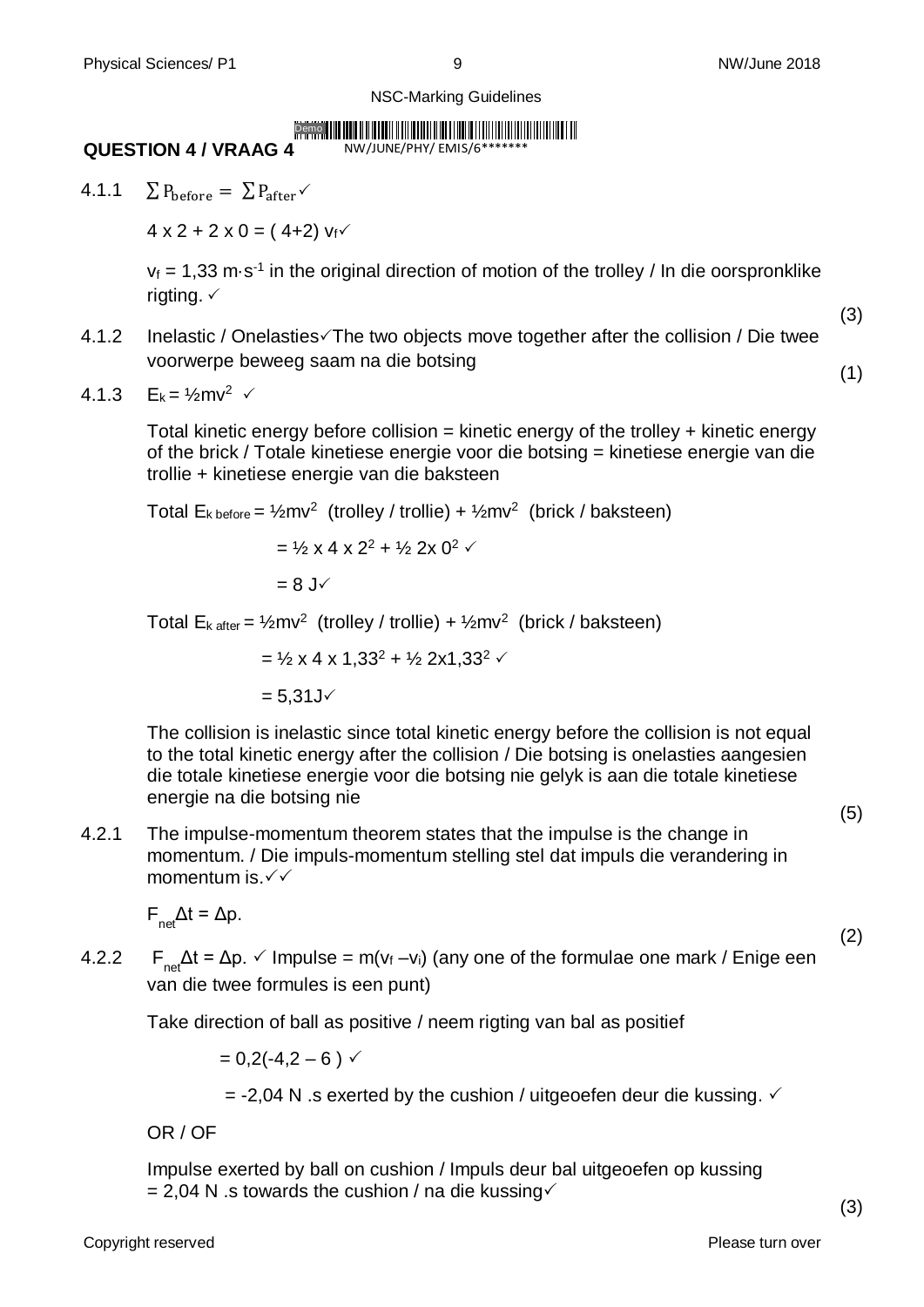## QUESTION 4 / VRAAG 4

4.1.1 $\sum P_{before} = \sum P_{after}$ ✓

$4 \times 2 + 2 \times 0 = (4+2) v_f$ ✓

$v_f = 1{,}33\ m \cdot s^{-1}$ in the original direction of motion of the trolley / In die oorspronklike rigting. ✓

(3)

4.1.2 Inelastic / Onelasties ✓ The two objects move together after the collision / Die twee voorwerpe beweeg saam na die botsing

(1)

4.1.3 $E_k = ½mv^2$ ✓

Total kinetic energy before collision = kinetic energy of the trolley + kinetic energy of the brick / Totale kinetiese energie voor die botsing = kinetiese energie van die trollie + kinetiese energie van die baksteen

Total $E_{k\ before} = ½mv^2$ (trolley / trollie) + $½mv^2$ (brick / baksteen)

$= ½ \times 4 \times 2^2 + ½\ 2 \times 0^2$ ✓

$= 8\ J$ ✓

Total $E_{k\ after} = ½mv^2$ (trolley / trollie) + $½mv^2$ (brick / baksteen)

$= ½ \times 4 \times 1{,}33^2 + ½\ 2 \times 1{,}33^2$ ✓

$= 5{,}31 J$ ✓

The collision is inelastic since total kinetic energy before the collision is not equal to the total kinetic energy after the collision / Die botsing is onelasties aangesien die totale kinetiese energie voor die botsing nie gelyk is aan die totale kinetiese energie na die botsing nie

(5)

4.2.1 The impulse-momentum theorem states that the impulse is the change in momentum. / Die impuls-momentum stelling stel dat impuls die verandering in momentum is. ✓✓

$F_{net}\Delta t = \Delta p.$

(2)

4.2.2 $F_{net}\Delta t = \Delta p.$ ✓ Impulse = $m(v_f - v_i)$ (any one of the formulae one mark / Enige een van die twee formules is een punt)

Take direction of ball as positive / neem rigting van bal as positief

$= 0{,}2(-4{,}2 - 6)$ ✓

$= -2{,}04$ N .s exerted by the cushion / uitgeoefen deur die kussing. ✓

OR / OF

Impulse exerted by ball on cushion / Impuls deur bal uitgeoefen op kussing $= 2{,}04$ N .s towards the cushion / na die kussing ✓

(3)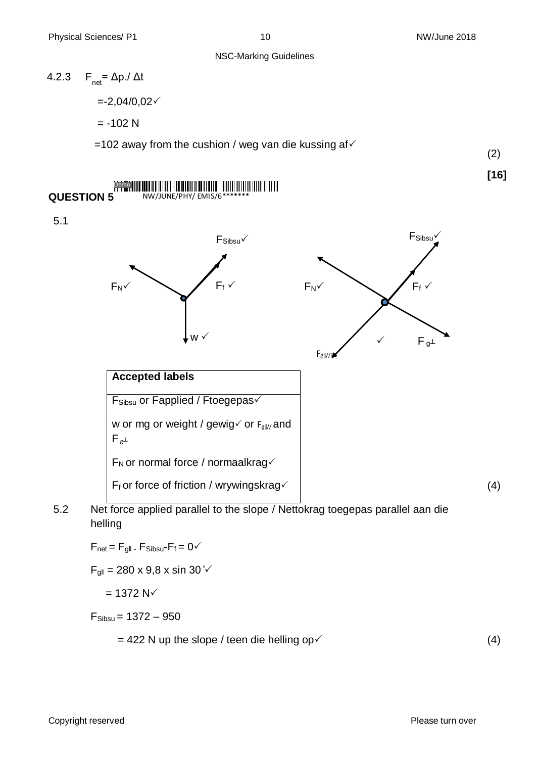4.2.3 $F_{net} = \Delta p / \Delta t$

$= -2{,}04/0{,}02$ ✓

$= -102$ N

$= 102$ away from the cushion / weg van die kussing af ✓

(2)

**[16]**

## QUESTION 5

NW/JUNE/PHY/ EMIS/6*******

5.1

$F_{Sibsu}$ ✓ &nbsp;&nbsp; $F_N$ ✓ &nbsp;&nbsp; $F_f$ ✓ &nbsp;&nbsp; w ✓

$F_{Sibsu}$ ✓ &nbsp;&nbsp; $F_N$ ✓ &nbsp;&nbsp; $F_f$ ✓ &nbsp;&nbsp; $F_{g\parallel}$ ✓ &nbsp;&nbsp; $F_{g\perp}$

| **Accepted labels** |
| --- |
| $F_{Sibsu}$ or Fapplied / Ftoegepas ✓ |
| w or mg or weight / gewig ✓ or $F_{g\parallel}$ and $F_{g\perp}$ |
| $F_N$ or normal force / normaalkrag ✓ |
| $F_f$ or force of friction / wrywingskrag ✓ |

(4)

5.2 Net force applied parallel to the slope / Nettokrag toegepas parallel aan die helling

$F_{net} = F_{g\parallel} - F_{Sibsu} - F_f = 0$ ✓

$F_{g\parallel} = 280 \times 9{,}8 \times \sin 30^\circ$ ✓

$= 1372$ N ✓

$F_{Sibsu} = 1372 - 950$

$= 422$ N up the slope / teen die helling op ✓

(4)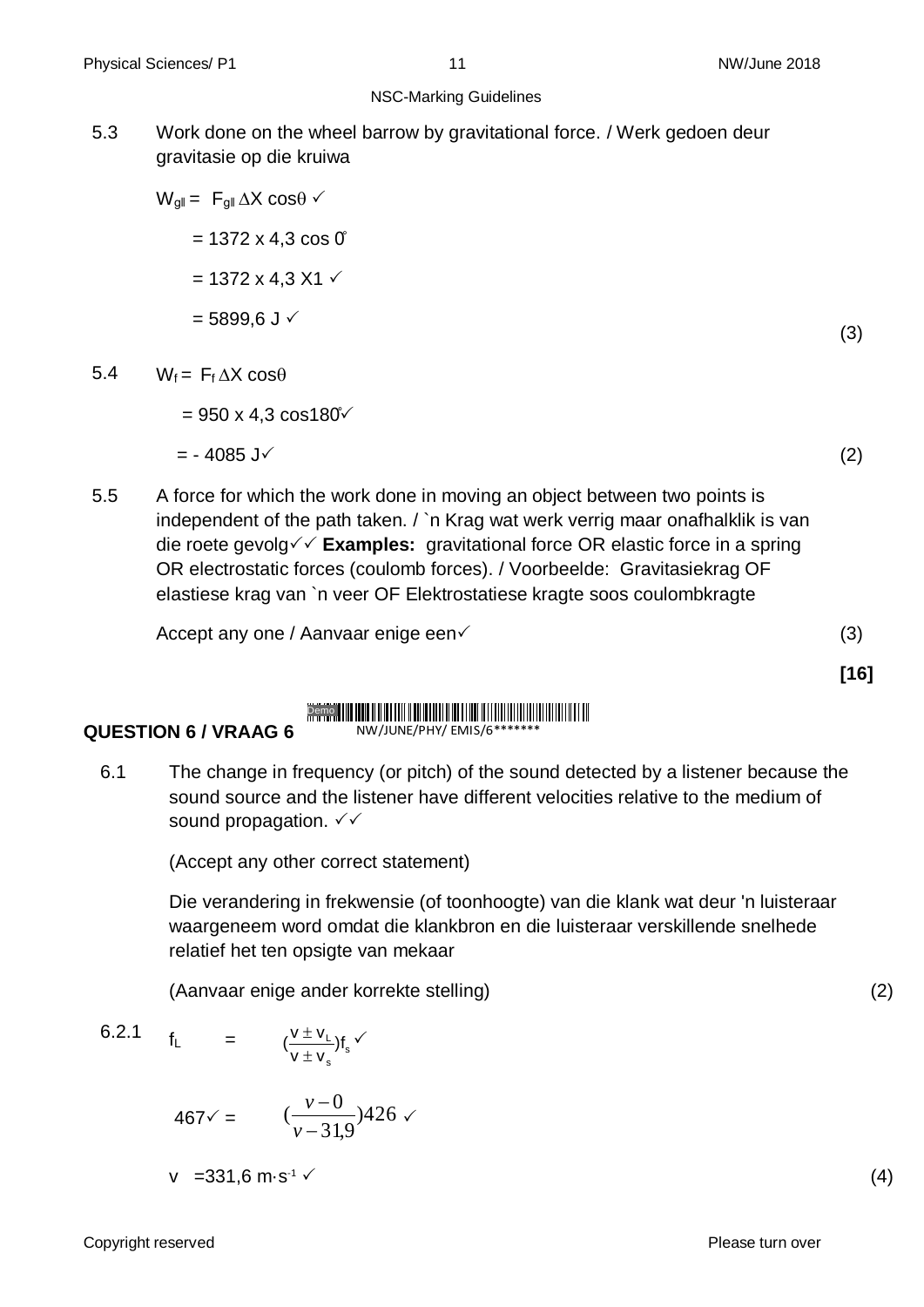5.3 Work done on the wheel barrow by gravitational force. / Werk gedoen deur gravitasie op die kruiwa

$W_{g||} = F_{g||} \Delta X \cos\theta$ ✓

$= 1372 \times 4{,}3 \cos 0^\circ$

$= 1372 \times 4{,}3 \times 1$ ✓

$= 5899{,}6$ J ✓ (3)

5.4 $W_f = F_f \Delta X \cos\theta$

$= 950 \times 4{,}3 \cos 180^\circ$ ✓

$= -4085$ J ✓ (2)

5.5 A force for which the work done in moving an object between two points is independent of the path taken. / `n Krag wat werk verrig maar onafhalklik is van die roete gevolg ✓✓ **Examples:** gravitational force OR elastic force in a spring OR electrostatic forces (coulomb forces). / Voorbeelde: Gravitasiekrag OF elastiese krag van `n veer OF Elektrostatiese kragte soos coulombkragte

Accept any one / Aanvaar enige een ✓ (3)

**[16]**

## QUESTION 6 / VRAAG 6

6.1 The change in frequency (or pitch) of the sound detected by a listener because the sound source and the listener have different velocities relative to the medium of sound propagation. ✓✓

(Accept any other correct statement)

Die verandering in frekwensie (of toonhoogte) van die klank wat deur 'n luisteraar waargeneem word omdat die klankbron en die luisteraar verskillende snelhede relatief het ten opsigte van mekaar

(Aanvaar enige ander korrekte stelling) (2)

6.2.1 $f_L = \left(\frac{v \pm v_L}{v \pm v_s}\right) f_s$ ✓

$467$ ✓ $= \left(\frac{v - 0}{v - 31{,}9}\right) 426$ ✓

$v = 331{,}6 \text{ m·s}^{-1}$ ✓ (4)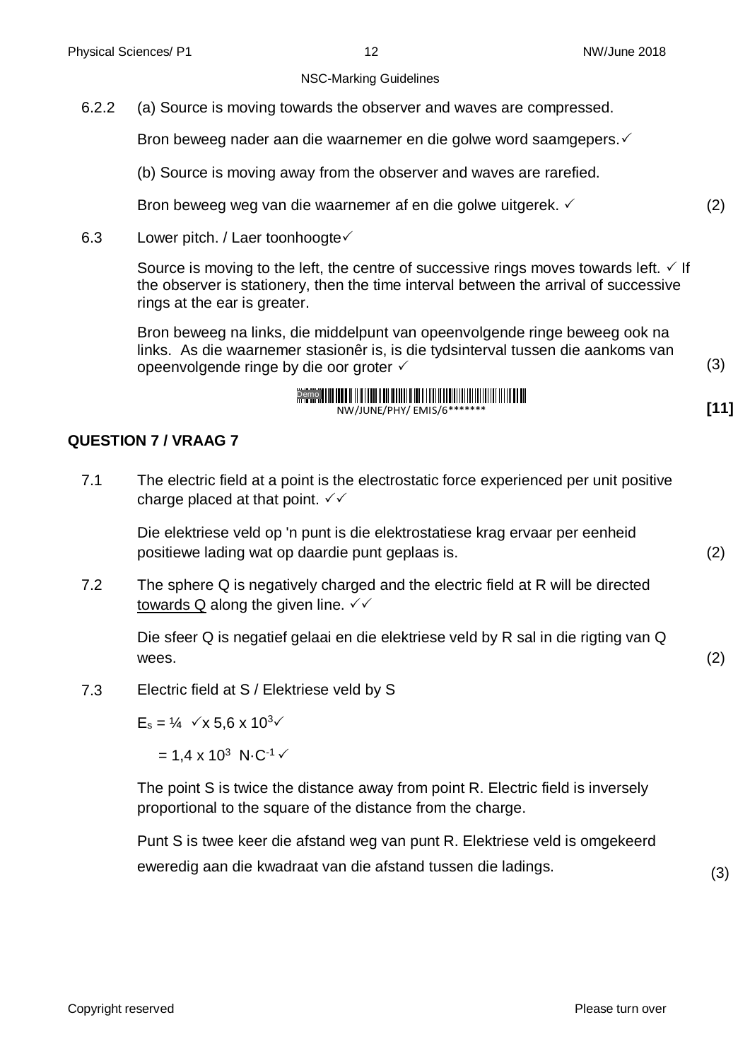6.2.2 (a) Source is moving towards the observer and waves are compressed.

Bron beweeg nader aan die waarnemer en die golwe word saamgepers. ✓

(b) Source is moving away from the observer and waves are rarefied.

Bron beweeg weg van die waarnemer af en die golwe uitgerek. ✓ (2)

6.3 Lower pitch. / Laer toonhoogte ✓

Source is moving to the left, the centre of successive rings moves towards left. ✓ If the observer is stationery, then the time interval between the arrival of successive rings at the ear is greater.

Bron beweeg na links, die middelpunt van opeenvolgende ringe beweeg ook na links. As die waarnemer stasionêr is, is die tydsinterval tussen die aankoms van opeenvolgende ringe by die oor groter ✓ (3)

NW/JUNE/PHY/ EMIS/6*******

**[11]**

## QUESTION 7 / VRAAG 7

7.1 The electric field at a point is the electrostatic force experienced per unit positive charge placed at that point. ✓✓

Die elektriese veld op 'n punt is die elektrostatiese krag ervaar per eenheid positiewe lading wat op daardie punt geplaas is. (2)

7.2 The sphere Q is negatively charged and the electric field at R will be directed towards Q along the given line. ✓✓

Die sfeer Q is negatief gelaai en die elektriese veld by R sal in die rigting van Q wees. (2)

7.3 Electric field at S / Elektriese veld by S

$E_s = \frac{1}{4}$ ✓ $\times 5{,}6 \times 10^3$ ✓

$= 1{,}4 \times 10^3 \ \text{N·C}^{-1}$ ✓

The point S is twice the distance away from point R. Electric field is inversely proportional to the square of the distance from the charge.

Punt S is twee keer die afstand weg van punt R. Elektriese veld is omgekeerd eweredig aan die kwadraat van die afstand tussen die ladings. (3)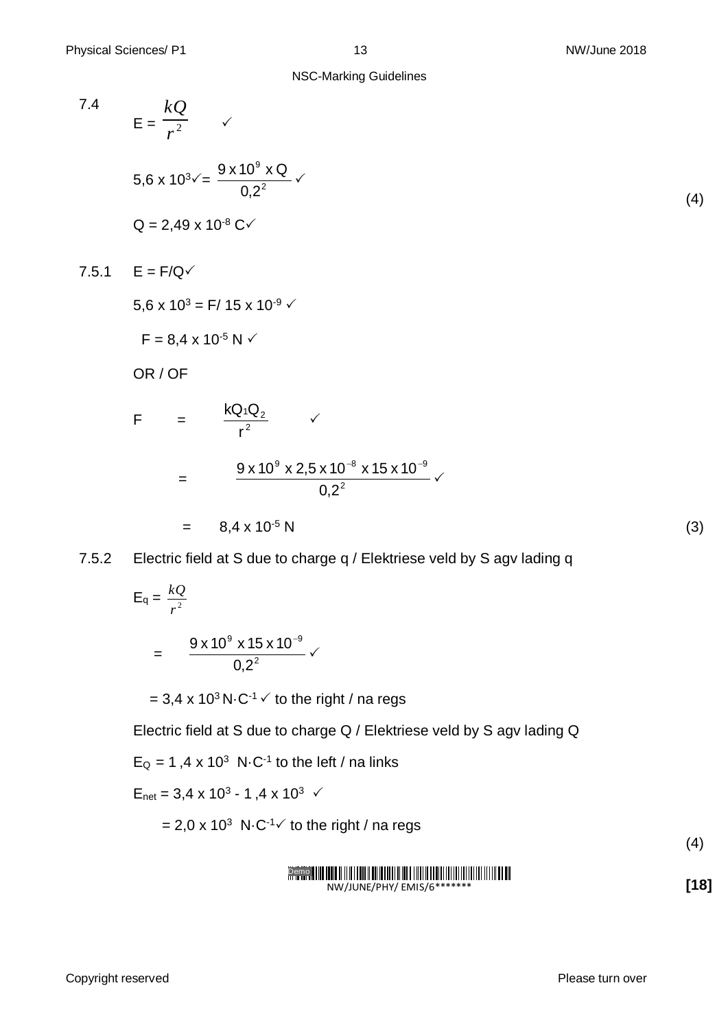7.4

$$E = \frac{kQ}{r^2} \quad ✓$$

$$5{,}6 \times 10^3 ✓ = \frac{9 \times 10^9 \times Q}{0{,}2^2} ✓$$

$Q = 2{,}49 \times 10^{-8}$ C✓ (4)

7.5.1 $E = F/Q$✓

$5{,}6 \times 10^3 = F/ 15 \times 10^{-9}$ ✓

$F = 8{,}4 \times 10^{-5}$ N ✓

OR / OF

$$F = \frac{kQ_1Q_2}{r^2} \quad ✓$$

$$= \frac{9 \times 10^9 \times 2{,}5 \times 10^{-8} \times 15 \times 10^{-9}}{0{,}2^2} ✓$$

$= 8{,}4 \times 10^{-5}$ N (3)

7.5.2 Electric field at S due to charge q / Elektriese veld by S agv lading q

$$E_q = \frac{kQ}{r^2}$$

$$= \frac{9 \times 10^9 \times 15 \times 10^{-9}}{0{,}2^2} ✓$$

$= 3{,}4 \times 10^3$ N·C$^{-1}$ ✓ to the right / na regs

Electric field at S due to charge Q / Elektriese veld by S agv lading Q

$E_Q = 1{,}4 \times 10^3$ N·C$^{-1}$ to the left / na links

$E_{net} = 3{,}4 \times 10^3 - 1{,}4 \times 10^3$ ✓

$= 2{,}0 \times 10^3$ N·C$^{-1}$✓ to the right / na regs

(4)

**[18]**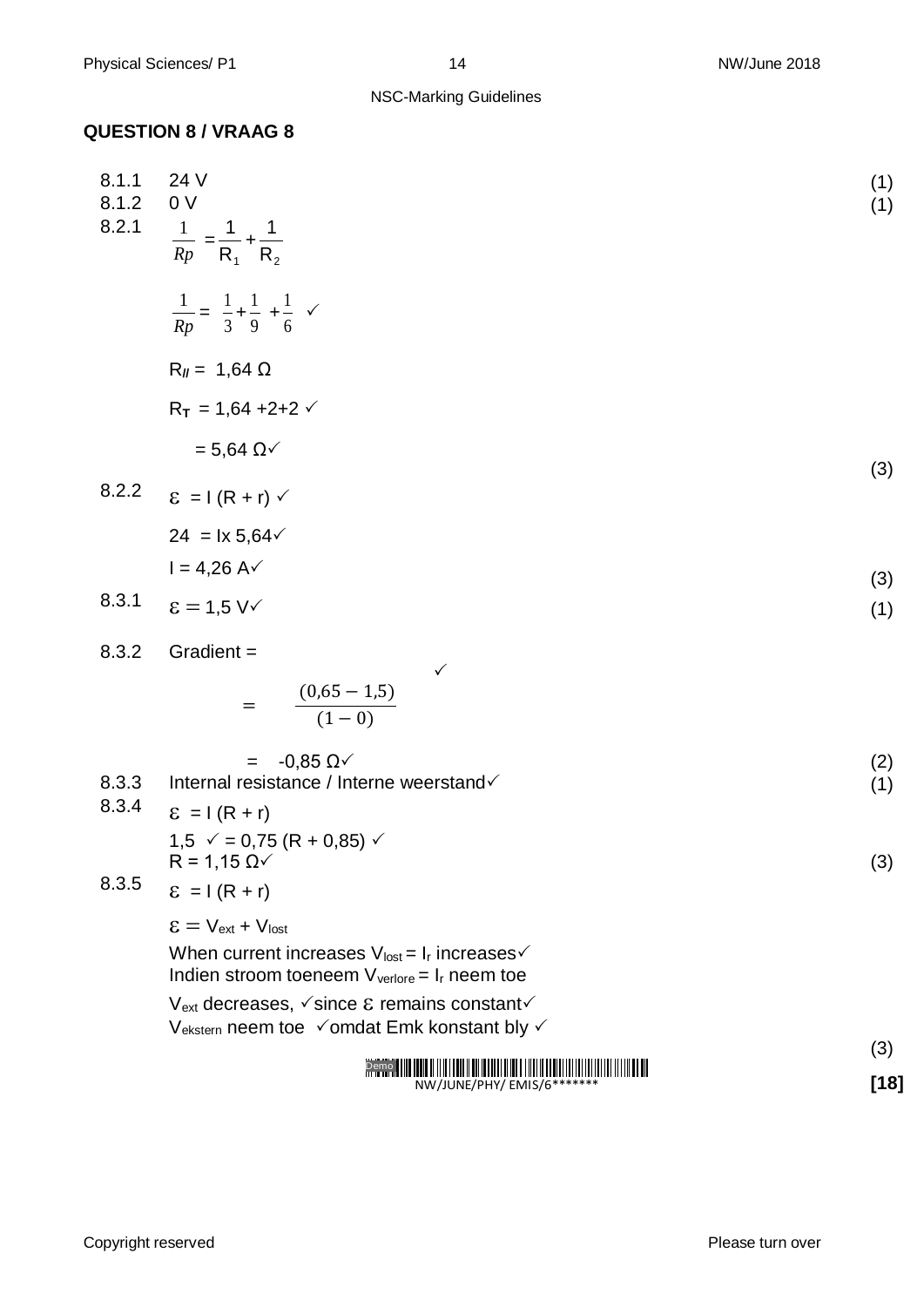## QUESTION 8 / VRAAG 8

8.1.1 24 V (1)

8.1.2 0 V (1)

8.2.1 $\frac{1}{Rp} = \frac{1}{R_1} + \frac{1}{R_2}$

$\frac{1}{Rp} = \frac{1}{3} + \frac{1}{9} + \frac{1}{6}$ ✓

$R_{II} = 1,64\ \Omega$

$R_T = 1,64 + 2 + 2$ ✓

$= 5,64\ \Omega$✓

(3)

8.2.2 $\varepsilon = I(R + r)$ ✓

$24 = I \times 5,64$✓

$I = 4,26$ A✓

(3)

8.3.1 $\varepsilon = 1,5$ V✓ (1)

8.3.2 Gradient =

✓

$= \frac{(0,65 - 1,5)}{(1 - 0)}$

$= -0,85\ \Omega$✓ (2)

8.3.3 Internal resistance / Interne weerstand✓ (1)

8.3.4 $\varepsilon = I(R + r)$

$1,5$ ✓ $= 0,75(R + 0,85)$ ✓

$R = 1,15\ \Omega$✓ (3)

8.3.5 $\varepsilon = I(R + r)$

$\varepsilon = V_{ext} + V_{lost}$

When current increases $V_{lost} = I_r$ increases✓

Indien stroom toeneem $V_{verlore} = I_r$ neem toe

$V_{ext}$ decreases, ✓since $\varepsilon$ remains constant✓

$V_{ekstern}$ neem toe ✓omdat Emk konstant bly ✓

(3)

**[18]**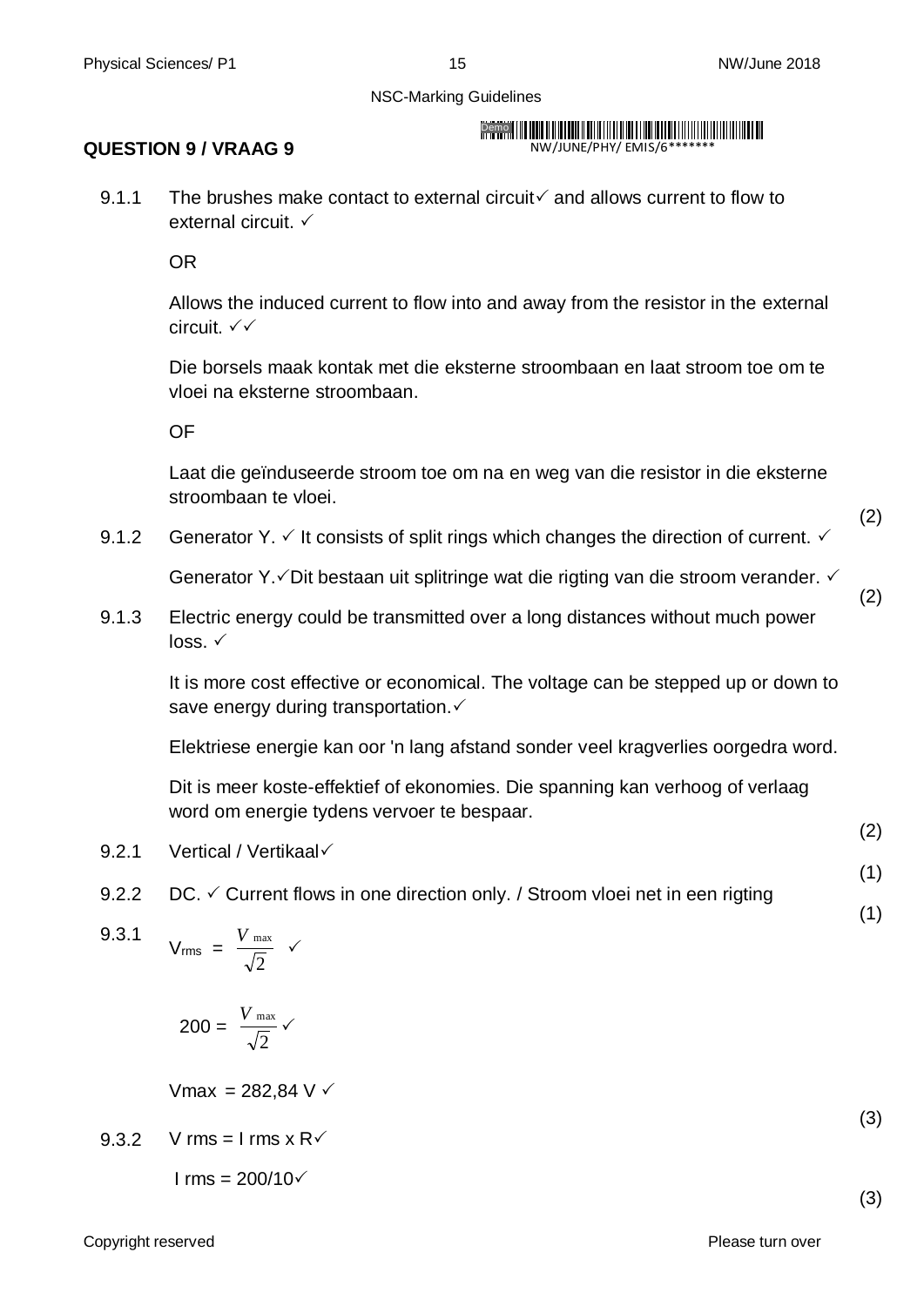NSC-Marking Guidelines

## QUESTION 9 / VRAAG 9

9.1.1 The brushes make contact to external circuit✓ and allows current to flow to external circuit. ✓

OR

Allows the induced current to flow into and away from the resistor in the external circuit. ✓✓

Die borsels maak kontak met die eksterne stroombaan en laat stroom toe om te vloei na eksterne stroombaan.

OF

Laat die geïnduseerde stroom toe om na en weg van die resistor in die eksterne stroombaan te vloei.

(2)

9.1.2 Generator Y. ✓ It consists of split rings which changes the direction of current. ✓

Generator Y.✓Dit bestaan uit splitringe wat die rigting van die stroom verander. ✓

(2)

9.1.3 Electric energy could be transmitted over a long distances without much power loss. ✓

It is more cost effective or economical. The voltage can be stepped up or down to save energy during transportation.✓

Elektriese energie kan oor 'n lang afstand sonder veel kragverlies oorgedra word.

Dit is meer koste-effektief of ekonomies. Die spanning kan verhoog of verlaag word om energie tydens vervoer te bespaar.

(2)

9.2.1 Vertical / Vertikaal✓

(1)

9.2.2 DC. ✓ Current flows in one direction only. / Stroom vloei net in een rigting

(1)

9.3.1 $V_{rms} = \frac{V_{max}}{\sqrt{2}}$ ✓

$200 = \frac{V_{max}}{\sqrt{2}}$ ✓

Vmax = 282,84 V ✓

(3)

9.3.2 V rms = I rms x R✓

I rms = 200/10✓

(3)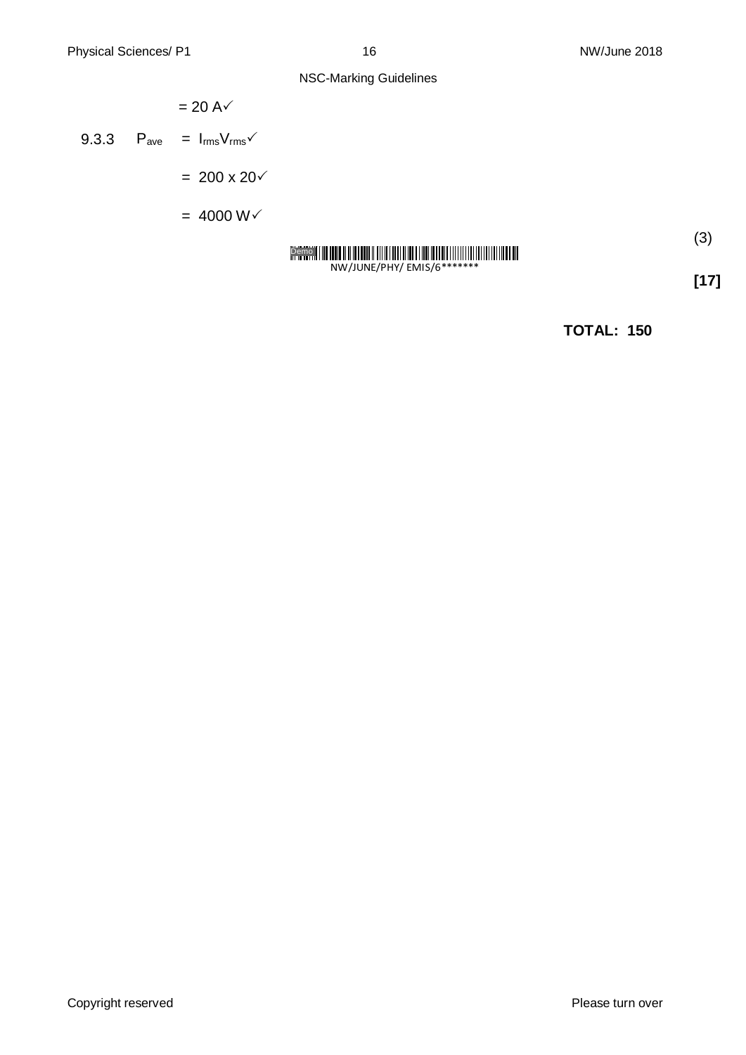$= 20 \text{ A}$✓

9.3.3 $P_{ave} = I_{rms}V_{rms}$✓

$= 200 \times 20$✓

$= 4000 \text{ W}$✓

(3)

NW/JUNE/PHY/ EMIS/6*******

**[17]**

**TOTAL: 150**